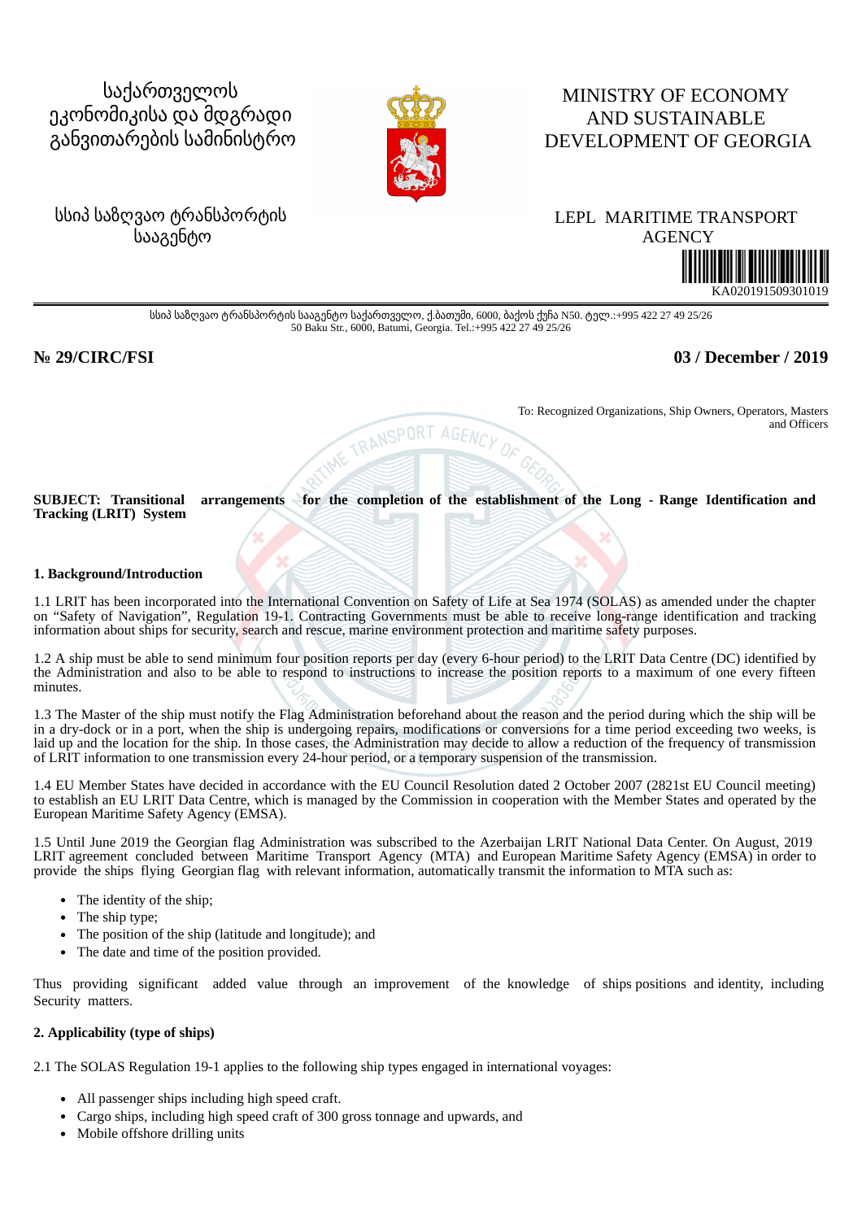საქართველოს ეკონომიკისა და მდგრადი განვითარების სამინისტრო

სსიპ საზღვაო ტრანსპორტის სააგენტო

MINISTRY OF ECONOMY AND SUSTAINABLE DEVELOPMENT OF GEORGIA

LEPL MARITIME TRANSPORT AGENCY

KA020191509301019

სსიპ საზღვაო ტრანსპორტის სააგენტო საქართველო, ქ.ბათუმი, 6000, ბაქოს ქუჩა N50. ტელ.:+995 422 27 49 25/26
50 Baku Str., 6000, Batumi, Georgia. Tel.:+995 422 27 49 25/26

**№ 29/CIRC/FSI**

**03 / December / 2019**

To: Recognized Organizations, Ship Owners, Operators, Masters and Officers

**SUBJECT: Transitional arrangements for the completion of the establishment of the Long - Range Identification and Tracking (LRIT) System**

**1. Background/Introduction**

1.1 LRIT has been incorporated into the International Convention on Safety of Life at Sea 1974 (SOLAS) as amended under the chapter on "Safety of Navigation", Regulation 19-1. Contracting Governments must be able to receive long-range identification and tracking information about ships for security, search and rescue, marine environment protection and maritime safety purposes.

1.2 A ship must be able to send minimum four position reports per day (every 6-hour period) to the LRIT Data Centre (DC) identified by the Administration and also to be able to respond to instructions to increase the position reports to a maximum of one every fifteen minutes.

1.3 The Master of the ship must notify the Flag Administration beforehand about the reason and the period during which the ship will be in a dry-dock or in a port, when the ship is undergoing repairs, modifications or conversions for a time period exceeding two weeks, is laid up and the location for the ship. In those cases, the Administration may decide to allow a reduction of the frequency of transmission of LRIT information to one transmission every 24-hour period, or a temporary suspension of the transmission.

1.4 EU Member States have decided in accordance with the EU Council Resolution dated 2 October 2007 (2821st EU Council meeting) to establish an EU LRIT Data Centre, which is managed by the Commission in cooperation with the Member States and operated by the European Maritime Safety Agency (EMSA).

1.5 Until June 2019 the Georgian flag Administration was subscribed to the Azerbaijan LRIT National Data Center. On August, 2019 LRIT agreement concluded between Maritime Transport Agency (MTA) and European Maritime Safety Agency (EMSA) in order to provide the ships flying Georgian flag with relevant information, automatically transmit the information to MTA such as:

- The identity of the ship;
- The ship type;
- The position of the ship (latitude and longitude); and
- The date and time of the position provided.

Thus providing significant added value through an improvement of the knowledge of ships positions and identity, including Security matters.

**2. Applicability (type of ships)**

2.1 The SOLAS Regulation 19-1 applies to the following ship types engaged in international voyages:

- All passenger ships including high speed craft.
- Cargo ships, including high speed craft of 300 gross tonnage and upwards, and
- Mobile offshore drilling units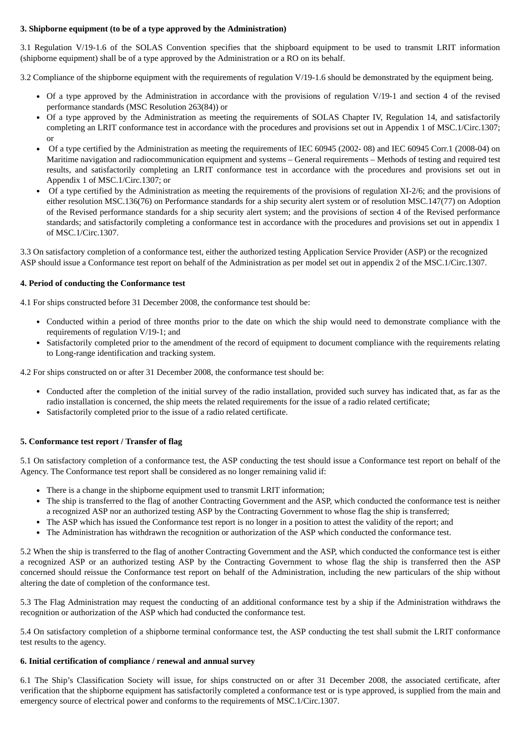**3. Shipborne equipment (to be of a type approved by the Administration)**

3.1 Regulation V/19-1.6 of the SOLAS Convention specifies that the shipboard equipment to be used to transmit LRIT information (shipborne equipment) shall be of a type approved by the Administration or a RO on its behalf.

3.2 Compliance of the shipborne equipment with the requirements of regulation V/19-1.6 should be demonstrated by the equipment being.

- Of a type approved by the Administration in accordance with the provisions of regulation V/19-1 and section 4 of the revised performance standards (MSC Resolution 263(84)) or
- Of a type approved by the Administration as meeting the requirements of SOLAS Chapter IV, Regulation 14, and satisfactorily completing an LRIT conformance test in accordance with the procedures and provisions set out in Appendix 1 of MSC.1/Circ.1307; or
- Of a type certified by the Administration as meeting the requirements of IEC 60945 (2002- 08) and IEC 60945 Corr.1 (2008-04) on Maritime navigation and radiocommunication equipment and systems – General requirements – Methods of testing and required test results, and satisfactorily completing an LRIT conformance test in accordance with the procedures and provisions set out in Appendix 1 of MSC.1/Circ.1307; or
- Of a type certified by the Administration as meeting the requirements of the provisions of regulation XI-2/6; and the provisions of either resolution MSC.136(76) on Performance standards for a ship security alert system or of resolution MSC.147(77) on Adoption of the Revised performance standards for a ship security alert system; and the provisions of section 4 of the Revised performance standards; and satisfactorily completing a conformance test in accordance with the procedures and provisions set out in appendix 1 of MSC.1/Circ.1307.

3.3 On satisfactory completion of a conformance test, either the authorized testing Application Service Provider (ASP) or the recognized ASP should issue a Conformance test report on behalf of the Administration as per model set out in appendix 2 of the MSC.1/Circ.1307.

**4. Period of conducting the Conformance test**

4.1 For ships constructed before 31 December 2008, the conformance test should be:

- Conducted within a period of three months prior to the date on which the ship would need to demonstrate compliance with the requirements of regulation V/19-1; and
- Satisfactorily completed prior to the amendment of the record of equipment to document compliance with the requirements relating to Long-range identification and tracking system.

4.2 For ships constructed on or after 31 December 2008, the conformance test should be:

- Conducted after the completion of the initial survey of the radio installation, provided such survey has indicated that, as far as the radio installation is concerned, the ship meets the related requirements for the issue of a radio related certificate;
- Satisfactorily completed prior to the issue of a radio related certificate.

**5. Conformance test report / Transfer of flag**

5.1 On satisfactory completion of a conformance test, the ASP conducting the test should issue a Conformance test report on behalf of the Agency. The Conformance test report shall be considered as no longer remaining valid if:

- There is a change in the shipborne equipment used to transmit LRIT information;
- The ship is transferred to the flag of another Contracting Government and the ASP, which conducted the conformance test is neither a recognized ASP nor an authorized testing ASP by the Contracting Government to whose flag the ship is transferred;
- The ASP which has issued the Conformance test report is no longer in a position to attest the validity of the report; and
- The Administration has withdrawn the recognition or authorization of the ASP which conducted the conformance test.

5.2 When the ship is transferred to the flag of another Contracting Government and the ASP, which conducted the conformance test is either a recognized ASP or an authorized testing ASP by the Contracting Government to whose flag the ship is transferred then the ASP concerned should reissue the Conformance test report on behalf of the Administration, including the new particulars of the ship without altering the date of completion of the conformance test.

5.3 The Flag Administration may request the conducting of an additional conformance test by a ship if the Administration withdraws the recognition or authorization of the ASP which had conducted the conformance test.

5.4 On satisfactory completion of a shipborne terminal conformance test, the ASP conducting the test shall submit the LRIT conformance test results to the agency.

**6. Initial certification of compliance / renewal and annual survey**

6.1 The Ship's Classification Society will issue, for ships constructed on or after 31 December 2008, the associated certificate, after verification that the shipborne equipment has satisfactorily completed a conformance test or is type approved, is supplied from the main and emergency source of electrical power and conforms to the requirements of MSC.1/Circ.1307.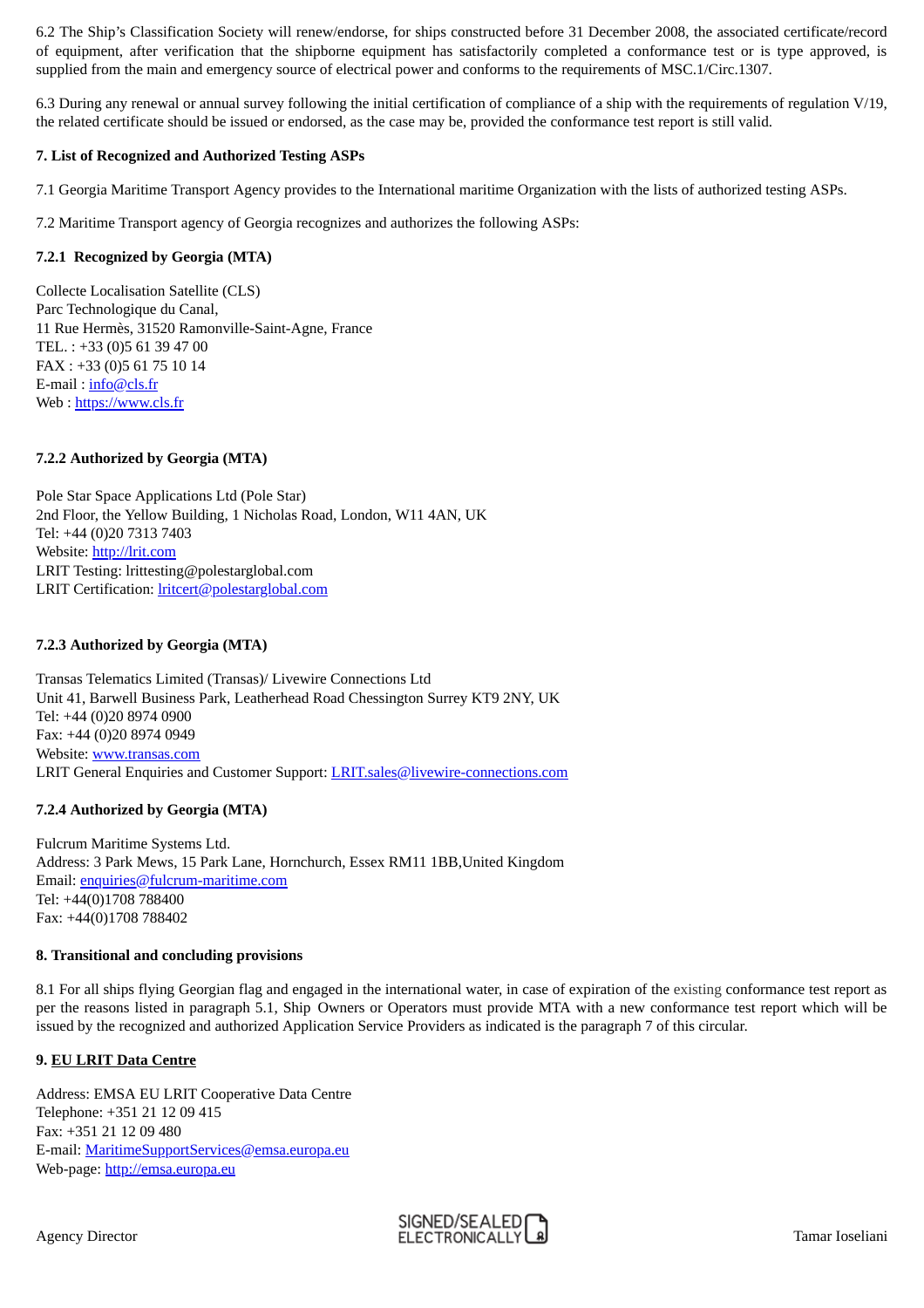6.2 The Ship's Classification Society will renew/endorse, for ships constructed before 31 December 2008, the associated certificate/record of equipment, after verification that the shipborne equipment has satisfactorily completed a conformance test or is type approved, is supplied from the main and emergency source of electrical power and conforms to the requirements of MSC.1/Circ.1307.

6.3 During any renewal or annual survey following the initial certification of compliance of a ship with the requirements of regulation V/19, the related certificate should be issued or endorsed, as the case may be, provided the conformance test report is still valid.

**7. List of Recognized and Authorized Testing ASPs**

7.1 Georgia Maritime Transport Agency provides to the International maritime Organization with the lists of authorized testing ASPs.

7.2 Maritime Transport agency of Georgia recognizes and authorizes the following ASPs:

**7.2.1 Recognized by Georgia (MTA)**

Collecte Localisation Satellite (CLS)
Parc Technologique du Canal,
11 Rue Hermès, 31520 Ramonville-Saint-Agne, France
TEL. : +33 (0)5 61 39 47 00
FAX : +33 (0)5 61 75 10 14
E-mail : info@cls.fr
Web : https://www.cls.fr

**7.2.2 Authorized by Georgia (MTA)**

Pole Star Space Applications Ltd (Pole Star)
2nd Floor, the Yellow Building, 1 Nicholas Road, London, W11 4AN, UK
Tel: +44 (0)20 7313 7403
Website: http://lrit.com
LRIT Testing: lrittesting@polestarglobal.com
LRIT Certification: lritcert@polestarglobal.com

**7.2.3 Authorized by Georgia (MTA)**

Transas Telematics Limited (Transas)/ Livewire Connections Ltd
Unit 41, Barwell Business Park, Leatherhead Road Chessington Surrey KT9 2NY, UK
Tel: +44 (0)20 8974 0900
Fax: +44 (0)20 8974 0949
Website: www.transas.com
LRIT General Enquiries and Customer Support: LRIT.sales@livewire-connections.com

**7.2.4 Authorized by Georgia (MTA)**

Fulcrum Maritime Systems Ltd.
Address: 3 Park Mews, 15 Park Lane, Hornchurch, Essex RM11 1BB,United Kingdom
Email: enquiries@fulcrum-maritime.com
Tel: +44(0)1708 788400
Fax: +44(0)1708 788402

**8. Transitional and concluding provisions**

8.1 For all ships flying Georgian flag and engaged in the international water, in case of expiration of the existing conformance test report as per the reasons listed in paragraph 5.1, Ship Owners or Operators must provide MTA with a new conformance test report which will be issued by the recognized and authorized Application Service Providers as indicated is the paragraph 7 of this circular.

**9. EU LRIT Data Centre**

Address: EMSA EU LRIT Cooperative Data Centre
Telephone: +351 21 12 09 415
Fax: +351 21 12 09 480
E-mail: MaritimeSupportServices@emsa.europa.eu
Web-page: http://emsa.europa.eu

Agency Director SIGNED/SEALED ELECTRONICALLY Tamar Ioseliani